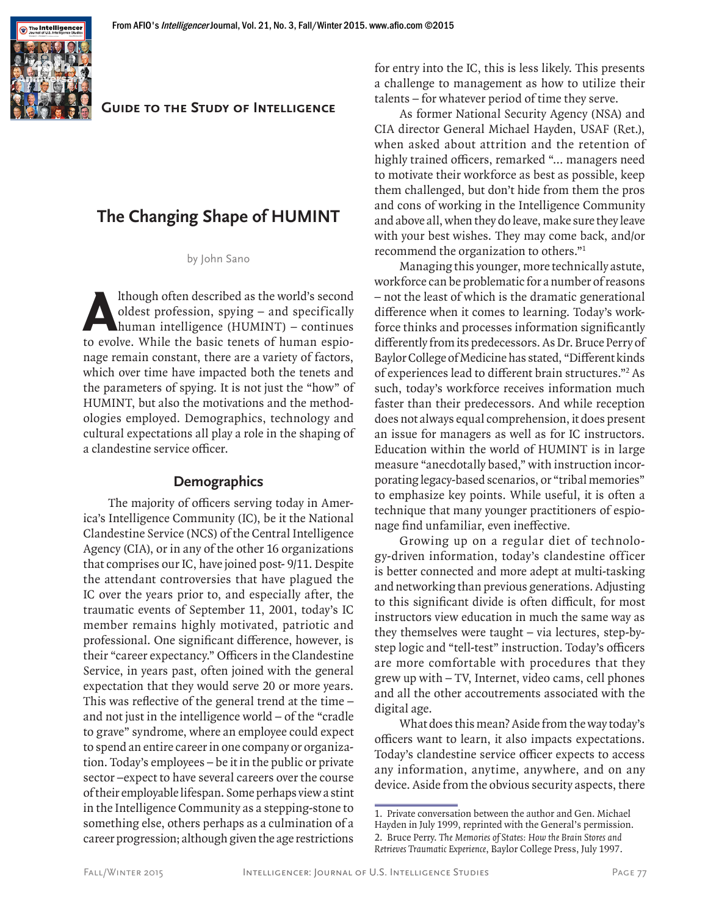Guide to the Study of Intelligence

# The Changing Shape of HUMINT

by John Sano

Although often described as the world's second oldest profession, spying – and specifically human intelligence (HUMINT) – continues to evolve. While the basic tenets of human espionage remain constant, there are a variety of factors, which over time have impacted both the tenets and the parameters of spying. It is not just the "how" of HUMINT, but also the motivations and the methodologies employed. Demographics, technology and cultural expectations all play a role in the shaping of a clandestine service officer.

## Demographics

The majority of officers serving today in America's Intelligence Community (IC), be it the National Clandestine Service (NCS) of the Central Intelligence Agency (CIA), or in any of the other 16 organizations that comprises our IC, have joined post- 9/11. Despite the attendant controversies that have plagued the IC over the years prior to, and especially after, the traumatic events of September 11, 2001, today's IC member remains highly motivated, patriotic and professional. One significant difference, however, is their "career expectancy." Officers in the Clandestine Service, in years past, often joined with the general expectation that they would serve 20 or more years. This was reflective of the general trend at the time – and not just in the intelligence world – of the "cradle to grave" syndrome, where an employee could expect to spend an entire career in one company or organization. Today's employees – be it in the public or private sector –expect to have several careers over the course of their employable lifespan. Some perhaps view a stint in the Intelligence Community as a stepping-stone to something else, others perhaps as a culmination of a career progression; although given the age restrictions for entry into the IC, this is less likely. This presents a challenge to management as how to utilize their talents – for whatever period of time they serve.

As former National Security Agency (NSA) and CIA director General Michael Hayden, USAF (Ret.), when asked about attrition and the retention of highly trained officers, remarked "... managers need to motivate their workforce as best as possible, keep them challenged, but don't hide from them the pros and cons of working in the Intelligence Community and above all, when they do leave, make sure they leave with your best wishes. They may come back, and/or recommend the organization to others."[1]

Managing this younger, more technically astute, workforce can be problematic for a number of reasons – not the least of which is the dramatic generational difference when it comes to learning. Today's workforce thinks and processes information significantly differently from its predecessors. As Dr. Bruce Perry of Baylor College of Medicine has stated, "Different kinds of experiences lead to different brain structures."[2] As such, today's workforce receives information much faster than their predecessors. And while reception does not always equal comprehension, it does present an issue for managers as well as for IC instructors. Education within the world of HUMINT is in large measure "anecdotally based," with instruction incorporating legacy-based scenarios, or "tribal memories" to emphasize key points. While useful, it is often a technique that many younger practitioners of espionage find unfamiliar, even ineffective.

Growing up on a regular diet of technology-driven information, today's clandestine officer is better connected and more adept at multi-tasking and networking than previous generations. Adjusting to this significant divide is often difficult, for most instructors view education in much the same way as they themselves were taught – via lectures, step-by-step logic and "tell-test" instruction. Today's officers are more comfortable with procedures that they grew up with – TV, Internet, video cams, cell phones and all the other accoutrements associated with the digital age.

What does this mean? Aside from the way today's officers want to learn, it also impacts expectations. Today's clandestine service officer expects to access any information, anytime, anywhere, and on any device. Aside from the obvious security aspects, there

---

1. Private conversation between the author and Gen. Michael Hayden in July 1999, reprinted with the General's permission.
2. Bruce Perry. *The Memories of States: How the Brain Stores and Retrieves Traumatic Experience*, Baylor College Press, July 1997.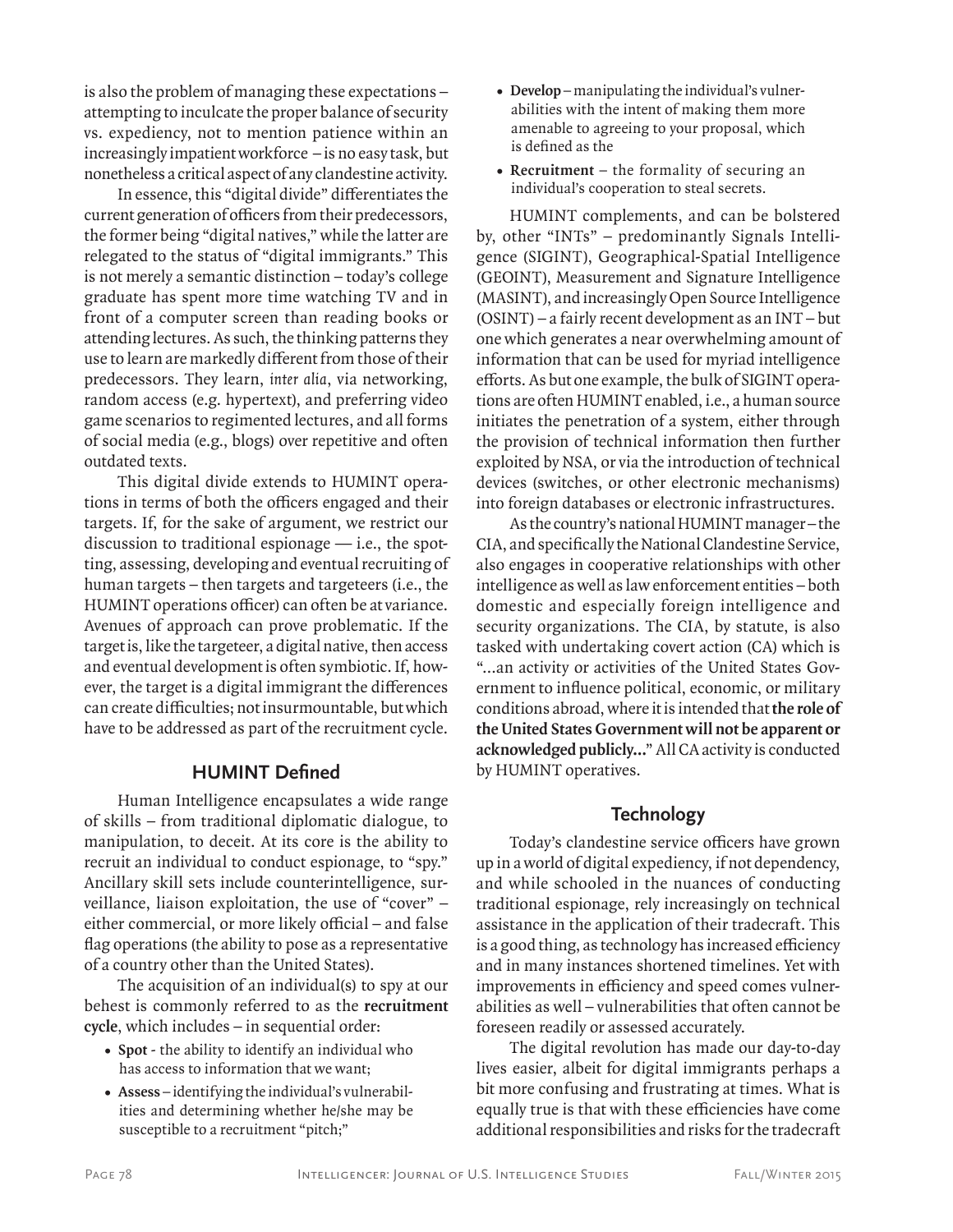is also the problem of managing these expectations – attempting to inculcate the proper balance of security vs. expediency, not to mention patience within an increasingly impatient workforce – is no easy task, but nonetheless a critical aspect of any clandestine activity.

In essence, this "digital divide" differentiates the current generation of officers from their predecessors, the former being "digital natives," while the latter are relegated to the status of "digital immigrants." This is not merely a semantic distinction – today's college graduate has spent more time watching TV and in front of a computer screen than reading books or attending lectures. As such, the thinking patterns they use to learn are markedly different from those of their predecessors. They learn, *inter alia*, via networking, random access (e.g. hypertext), and preferring video game scenarios to regimented lectures, and all forms of social media (e.g., blogs) over repetitive and often outdated texts.

This digital divide extends to HUMINT operations in terms of both the officers engaged and their targets. If, for the sake of argument, we restrict our discussion to traditional espionage — i.e., the spotting, assessing, developing and eventual recruiting of human targets – then targets and targeteers (i.e., the HUMINT operations officer) can often be at variance. Avenues of approach can prove problematic. If the target is, like the targeteer, a digital native, then access and eventual development is often symbiotic. If, however, the target is a digital immigrant the differences can create difficulties; not insurmountable, but which have to be addressed as part of the recruitment cycle.

## HUMINT Defined

Human Intelligence encapsulates a wide range of skills – from traditional diplomatic dialogue, to manipulation, to deceit. At its core is the ability to recruit an individual to conduct espionage, to "spy." Ancillary skill sets include counterintelligence, surveillance, liaison exploitation, the use of "cover" – either commercial, or more likely official – and false flag operations (the ability to pose as a representative of a country other than the United States).

The acquisition of an individual(s) to spy at our behest is commonly referred to as the **recruitment cycle**, which includes – in sequential order:

- **Spot** - the ability to identify an individual who has access to information that we want;
- **Assess** – identifying the individual's vulnerabilities and determining whether he/she may be susceptible to a recruitment "pitch;"
- **Develop** – manipulating the individual's vulnerabilities with the intent of making them more amenable to agreeing to your proposal, which is defined as the
- **Recruitment** – the formality of securing an individual's cooperation to steal secrets.

HUMINT complements, and can be bolstered by, other "INTs" – predominantly Signals Intelligence (SIGINT), Geographical-Spatial Intelligence (GEOINT), Measurement and Signature Intelligence (MASINT), and increasingly Open Source Intelligence (OSINT) – a fairly recent development as an INT – but one which generates a near overwhelming amount of information that can be used for myriad intelligence efforts. As but one example, the bulk of SIGINT operations are often HUMINT enabled, i.e., a human source initiates the penetration of a system, either through the provision of technical information then further exploited by NSA, or via the introduction of technical devices (switches, or other electronic mechanisms) into foreign databases or electronic infrastructures.

As the country's national HUMINT manager – the CIA, and specifically the National Clandestine Service, also engages in cooperative relationships with other intelligence as well as law enforcement entities – both domestic and especially foreign intelligence and security organizations. The CIA, by statute, is also tasked with undertaking covert action (CA) which is "…an activity or activities of the United States Government to influence political, economic, or military conditions abroad, where it is intended that **the role of the United States Government will not be apparent or acknowledged publicly…**" All CA activity is conducted by HUMINT operatives.

## Technology

Today's clandestine service officers have grown up in a world of digital expediency, if not dependency, and while schooled in the nuances of conducting traditional espionage, rely increasingly on technical assistance in the application of their tradecraft. This is a good thing, as technology has increased efficiency and in many instances shortened timelines. Yet with improvements in efficiency and speed comes vulnerabilities as well – vulnerabilities that often cannot be foreseen readily or assessed accurately.

The digital revolution has made our day-to-day lives easier, albeit for digital immigrants perhaps a bit more confusing and frustrating at times. What is equally true is that with these efficiencies have come additional responsibilities and risks for the tradecraft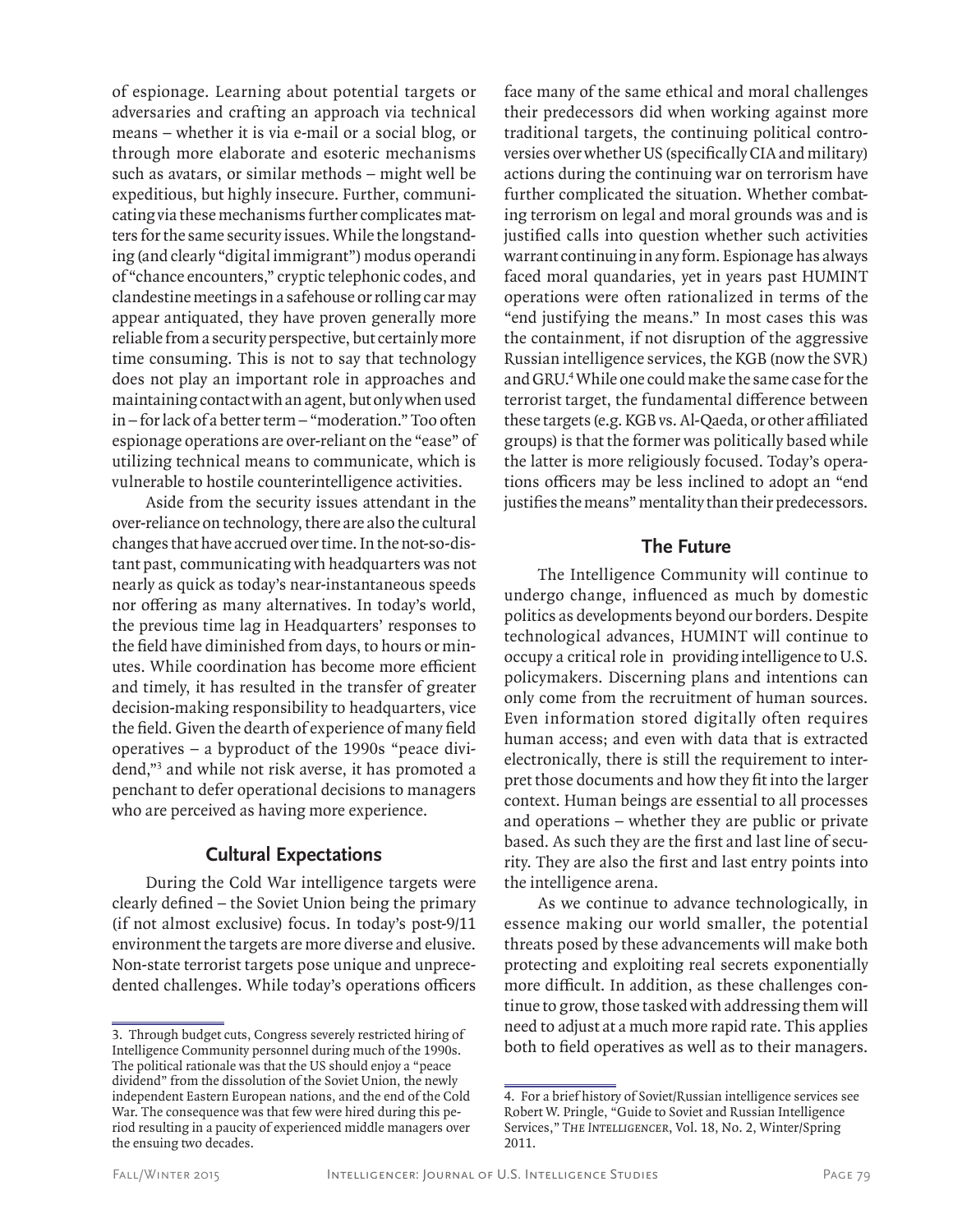of espionage. Learning about potential targets or adversaries and crafting an approach via technical means – whether it is via e-mail or a social blog, or through more elaborate and esoteric mechanisms such as avatars, or similar methods – might well be expeditious, but highly insecure. Further, communicating via these mechanisms further complicates matters for the same security issues. While the longstanding (and clearly "digital immigrant") modus operandi of "chance encounters," cryptic telephonic codes, and clandestine meetings in a safehouse or rolling car may appear antiquated, they have proven generally more reliable from a security perspective, but certainly more time consuming. This is not to say that technology does not play an important role in approaches and maintaining contact with an agent, but only when used in – for lack of a better term – "moderation." Too often espionage operations are over-reliant on the "ease" of utilizing technical means to communicate, which is vulnerable to hostile counterintelligence activities.

Aside from the security issues attendant in the over-reliance on technology, there are also the cultural changes that have accrued over time. In the not-so-distant past, communicating with headquarters was not nearly as quick as today's near-instantaneous speeds nor offering as many alternatives. In today's world, the previous time lag in Headquarters' responses to the field have diminished from days, to hours or minutes. While coordination has become more efficient and timely, it has resulted in the transfer of greater decision-making responsibility to headquarters, vice the field. Given the dearth of experience of many field operatives – a byproduct of the 1990s "peace dividend,"[3] and while not risk averse, it has promoted a penchant to defer operational decisions to managers who are perceived as having more experience.

## Cultural Expectations

During the Cold War intelligence targets were clearly defined – the Soviet Union being the primary (if not almost exclusive) focus. In today's post-9/11 environment the targets are more diverse and elusive. Non-state terrorist targets pose unique and unprecedented challenges. While today's operations officers face many of the same ethical and moral challenges their predecessors did when working against more traditional targets, the continuing political controversies over whether US (specifically CIA and military) actions during the continuing war on terrorism have further complicated the situation. Whether combating terrorism on legal and moral grounds was and is justified calls into question whether such activities warrant continuing in any form. Espionage has always faced moral quandaries, yet in years past HUMINT operations were often rationalized in terms of the "end justifying the means." In most cases this was the containment, if not disruption of the aggressive Russian intelligence services, the KGB (now the SVR) and GRU.[4] While one could make the same case for the terrorist target, the fundamental difference between these targets (e.g. KGB vs. Al-Qaeda, or other affiliated groups) is that the former was politically based while the latter is more religiously focused. Today's operations officers may be less inclined to adopt an "end justifies the means" mentality than their predecessors.

## The Future

The Intelligence Community will continue to undergo change, influenced as much by domestic politics as developments beyond our borders. Despite technological advances, HUMINT will continue to occupy a critical role in providing intelligence to U.S. policymakers. Discerning plans and intentions can only come from the recruitment of human sources. Even information stored digitally often requires human access; and even with data that is extracted electronically, there is still the requirement to interpret those documents and how they fit into the larger context. Human beings are essential to all processes and operations – whether they are public or private based. As such they are the first and last line of security. They are also the first and last entry points into the intelligence arena.

As we continue to advance technologically, in essence making our world smaller, the potential threats posed by these advancements will make both protecting and exploiting real secrets exponentially more difficult. In addition, as these challenges continue to grow, those tasked with addressing them will need to adjust at a much more rapid rate. This applies both to field operatives as well as to their managers.

---

3. Through budget cuts, Congress severely restricted hiring of Intelligence Community personnel during much of the 1990s. The political rationale was that the US should enjoy a "peace dividend" from the dissolution of the Soviet Union, the newly independent Eastern European nations, and the end of the Cold War. The consequence was that few were hired during this period resulting in a paucity of experienced middle managers over the ensuing two decades.

4. For a brief history of Soviet/Russian intelligence services see Robert W. Pringle, "Guide to Soviet and Russian Intelligence Services," *The Intelligencer*, Vol. 18, No. 2, Winter/Spring 2011.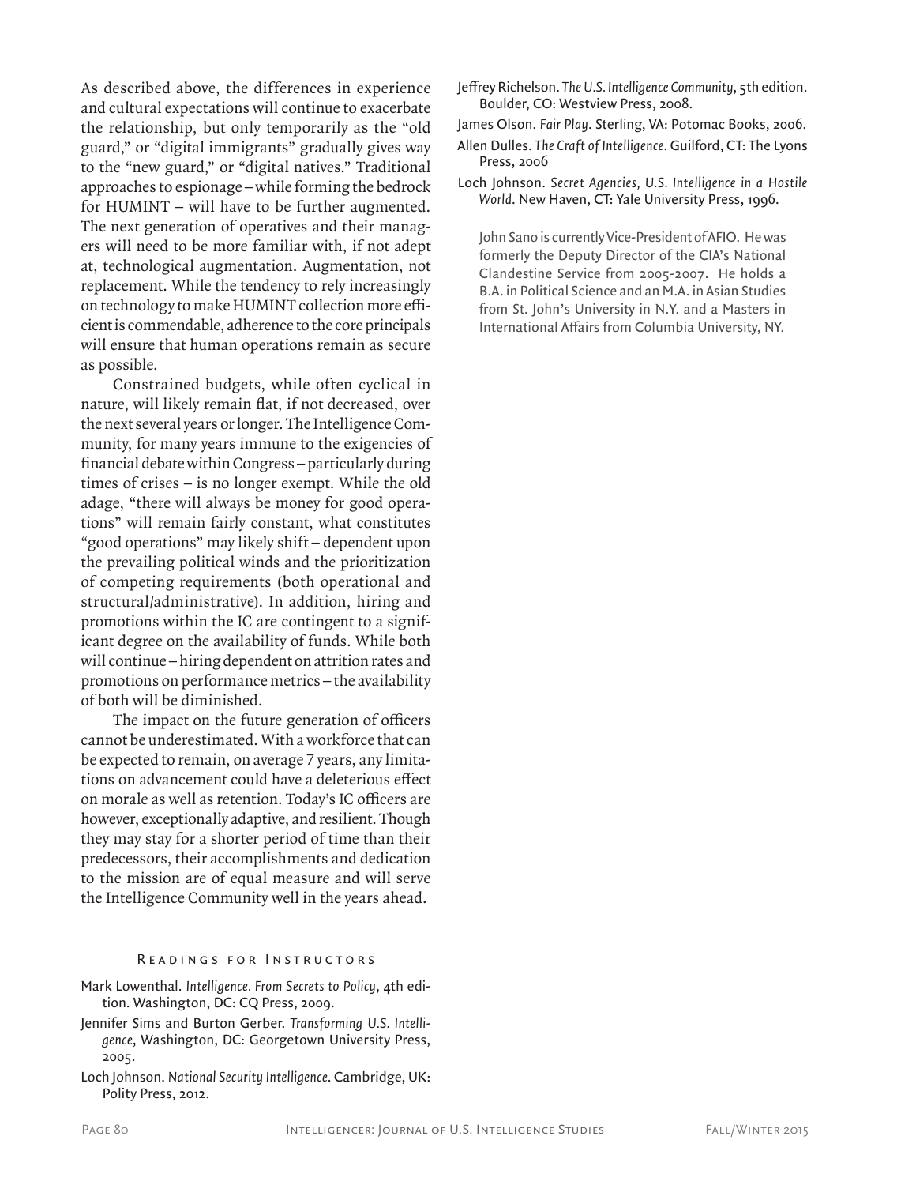As described above, the differences in experience and cultural expectations will continue to exacerbate the relationship, but only temporarily as the "old guard," or "digital immigrants" gradually gives way to the "new guard," or "digital natives." Traditional approaches to espionage – while forming the bedrock for HUMINT – will have to be further augmented. The next generation of operatives and their managers will need to be more familiar with, if not adept at, technological augmentation. Augmentation, not replacement. While the tendency to rely increasingly on technology to make HUMINT collection more efficient is commendable, adherence to the core principals will ensure that human operations remain as secure as possible.

Constrained budgets, while often cyclical in nature, will likely remain flat, if not decreased, over the next several years or longer. The Intelligence Community, for many years immune to the exigencies of financial debate within Congress – particularly during times of crises – is no longer exempt. While the old adage, "there will always be money for good operations" will remain fairly constant, what constitutes "good operations" may likely shift – dependent upon the prevailing political winds and the prioritization of competing requirements (both operational and structural/administrative). In addition, hiring and promotions within the IC are contingent to a significant degree on the availability of funds. While both will continue – hiring dependent on attrition rates and promotions on performance metrics – the availability of both will be diminished.

The impact on the future generation of officers cannot be underestimated. With a workforce that can be expected to remain, on average 7 years, any limitations on advancement could have a deleterious effect on morale as well as retention. Today's IC officers are however, exceptionally adaptive, and resilient. Though they may stay for a shorter period of time than their predecessors, their accomplishments and dedication to the mission are of equal measure and will serve the Intelligence Community well in the years ahead.

## Readings for Instructors

Mark Lowenthal. *Intelligence. From Secrets to Policy*, 4th edition. Washington, DC: CQ Press, 2009.

Jennifer Sims and Burton Gerber. *Transforming U.S. Intelligence*, Washington, DC: Georgetown University Press, 2005.

Loch Johnson. *National Security Intelligence*. Cambridge, UK: Polity Press, 2012.

Jeffrey Richelson. *The U.S. Intelligence Community*, 5th edition. Boulder, CO: Westview Press, 2008.

James Olson. *Fair Play*. Sterling, VA: Potomac Books, 2006.

Allen Dulles. *The Craft of Intelligence*. Guilford, CT: The Lyons Press, 2006

Loch Johnson. *Secret Agencies, U.S. Intelligence in a Hostile World*. New Haven, CT: Yale University Press, 1996.

John Sano is currently Vice-President of AFIO. He was formerly the Deputy Director of the CIA's National Clandestine Service from 2005-2007. He holds a B.A. in Political Science and an M.A. in Asian Studies from St. John's University in N.Y. and a Masters in International Affairs from Columbia University, NY.